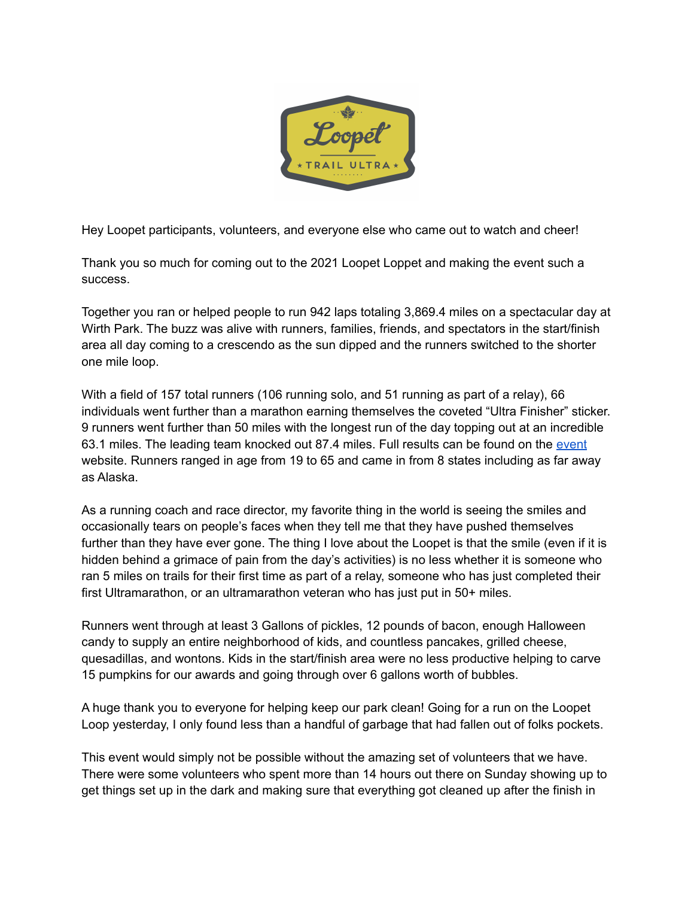Hey Loopet participants, volunteers, and everyone else who came out to watch and cheer!

Thank you so much for coming out to the 2021 Loopet Loppet and making the event such a success.

Together you ran or helped people to run 942 laps totaling 3,869.4 miles on a spectacular day at Wirth Park. The buzz was alive with runners, families, friends, and spectators in the start/finish area all day coming to a crescendo as the sun dipped and the runners switched to the shorter one mile loop.

With a field of 157 total runners (106 running solo, and 51 running as part of a relay), 66 individuals went further than a marathon earning themselves the coveted "Ultra Finisher" sticker. 9 runners went further than 50 miles with the longest run of the day topping out at an incredible 63.1 miles. The leading team knocked out 87.4 miles. Full results can be found on the event website. Runners ranged in age from 19 to 65 and came in from 8 states including as far away as Alaska.

As a running coach and race director, my favorite thing in the world is seeing the smiles and occasionally tears on people's faces when they tell me that they have pushed themselves further than they have ever gone. The thing I love about the Loopet is that the smile (even if it is hidden behind a grimace of pain from the day's activities) is no less whether it is someone who ran 5 miles on trails for their first time as part of a relay, someone who has just completed their first Ultramarathon, or an ultramarathon veteran who has just put in 50+ miles.

Runners went through at least 3 Gallons of pickles, 12 pounds of bacon, enough Halloween candy to supply an entire neighborhood of kids, and countless pancakes, grilled cheese, quesadillas, and wontons. Kids in the start/finish area were no less productive helping to carve 15 pumpkins for our awards and going through over 6 gallons worth of bubbles.

A huge thank you to everyone for helping keep our park clean! Going for a run on the Loopet Loop yesterday, I only found less than a handful of garbage that had fallen out of folks pockets.

This event would simply not be possible without the amazing set of volunteers that we have. There were some volunteers who spent more than 14 hours out there on Sunday showing up to get things set up in the dark and making sure that everything got cleaned up after the finish in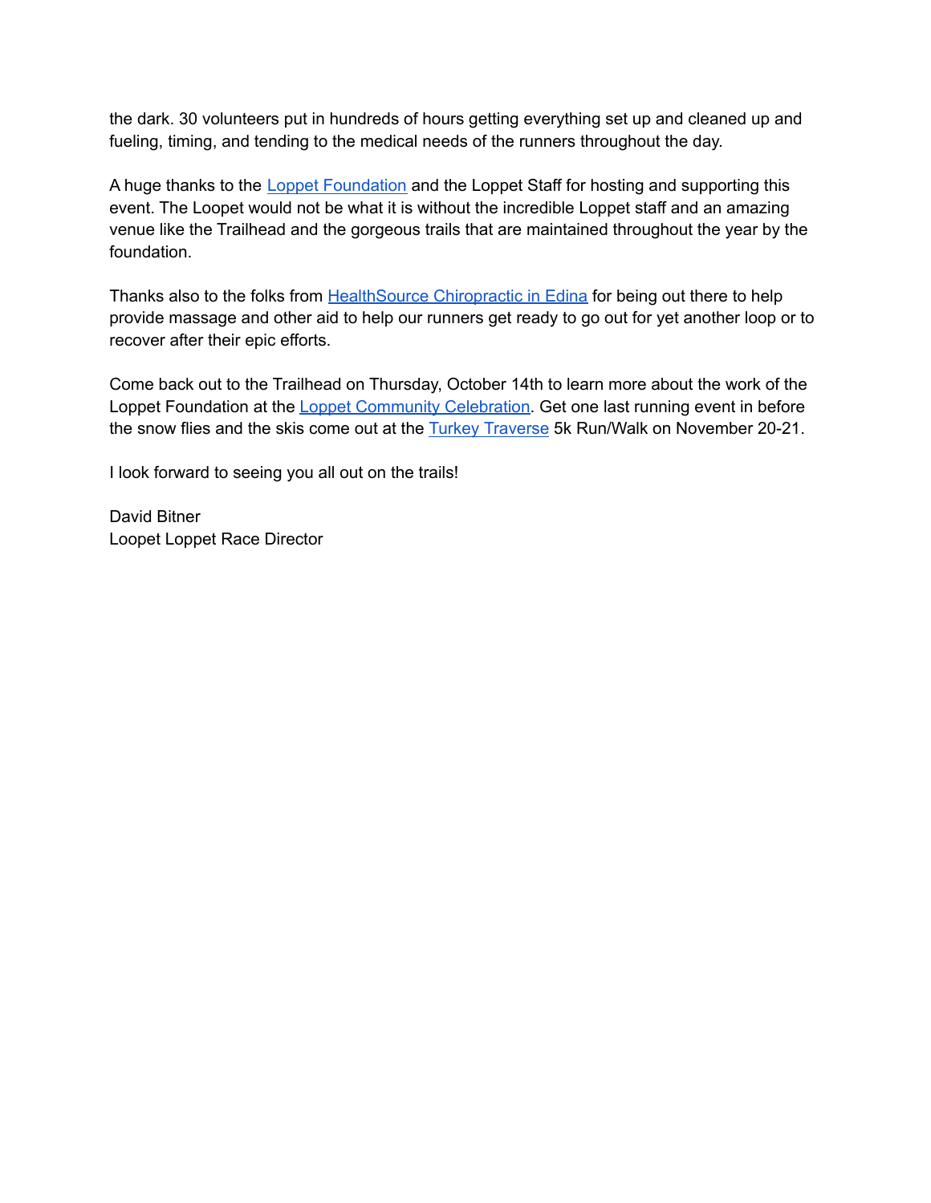the dark. 30 volunteers put in hundreds of hours getting everything set up and cleaned up and fueling, timing, and tending to the medical needs of the runners throughout the day.

A huge thanks to the Loppet Foundation and the Loppet Staff for hosting and supporting this event. The Loopet would not be what it is without the incredible Loppet staff and an amazing venue like the Trailhead and the gorgeous trails that are maintained throughout the year by the foundation.

Thanks also to the folks from HealthSource Chiropractic in Edina for being out there to help provide massage and other aid to help our runners get ready to go out for yet another loop or to recover after their epic efforts.

Come back out to the Trailhead on Thursday, October 14th to learn more about the work of the Loppet Foundation at the Loppet Community Celebration. Get one last running event in before the snow flies and the skis come out at the Turkey Traverse 5k Run/Walk on November 20-21.

I look forward to seeing you all out on the trails!

David Bitner
Loopet Loppet Race Director